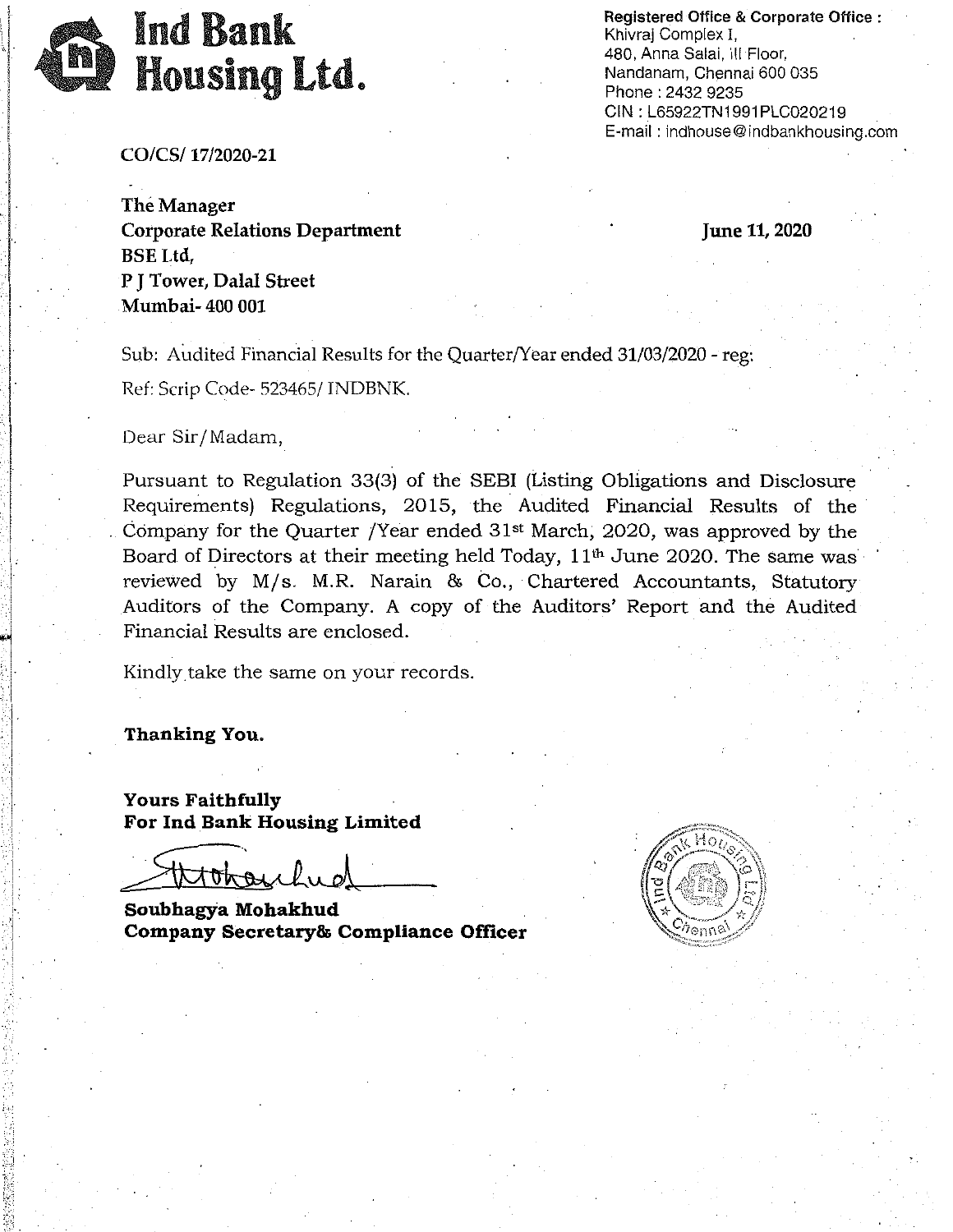# Ind Bank Housing Ltd.

**Registered Office & Corporate Office :**
Khivraj Complex I,
480, Anna Salai, III Floor,
Nandanam, Chennai 600 035
Phone : 2432 9235
CIN : L65922TN1991PLC020219
E-mail : indhouse@indbankhousing.com

CO/CS/ 17/2020-21

**June 11, 2020**

**The Manager**
**Corporate Relations Department**
**BSE Ltd,**
**P J Tower, Dalal Street**
**Mumbai- 400 001**

Sub: Audited Financial Results for the Quarter/Year ended 31/03/2020 - reg:

Ref: Scrip Code- 523465/ INDBNK.

Dear Sir/Madam,

Pursuant to Regulation 33(3) of the SEBI (Listing Obligations and Disclosure Requirements) Regulations, 2015, the Audited Financial Results of the Company for the Quarter /Year ended 31st March, 2020, was approved by the Board of Directors at their meeting held Today, 11th June 2020. The same was reviewed by M/s. M.R. Narain & Co., Chartered Accountants, Statutory Auditors of the Company. A copy of the Auditors' Report and the Audited Financial Results are enclosed.

Kindly take the same on your records.

**Thanking You.**

**Yours Faithfully**
**For Ind Bank Housing Limited**

**Soubhagya Mohakhud**
**Company Secretary& Compliance Officer**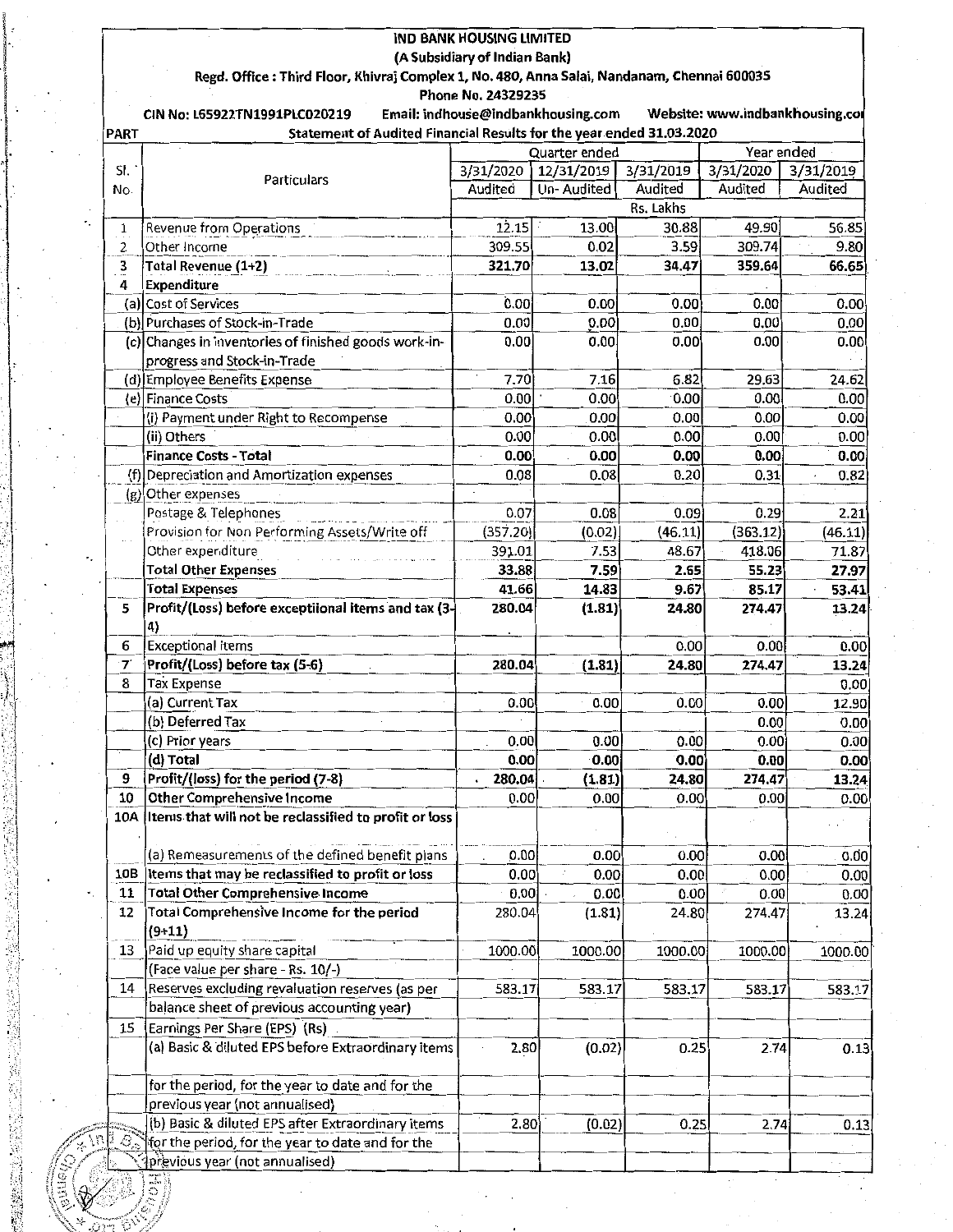**IND BANK HOUSING LIMITED**
**(A Subsidiary of Indian Bank)**
**Regd. Office : Third Floor, Khivraj Complex 1, No. 480, Anna Salai, Nandanam, Chennai 600035**
**Phone No. 24329235**

**CIN No: L65922TN1991PLC020219 Email: indhouse@indbankhousing.com Website: www.indbankhousing.com**

PART

**Statement of Audited Financial Results for the year ended 31.03.2020**

| Sl. No. | Particulars | Quarter ended | | | Year ended | |
|---|---|---|---|---|---|---|
| | | 3/31/2020 | 12/31/2019 | 3/31/2019 | 3/31/2020 | 3/31/2019 |
| | | Audited | Un- Audited | Audited | Audited | Audited |
| | | Rs. Lakhs | | | | |
| 1 | Revenue from Operations | 12.15 | 13.00 | 30.88 | 49.90 | 56.85 |
| 2 | Other Income | 309.55 | 0.02 | 3.59 | 309.74 | 9.80 |
| 3 | **Total Revenue (1+2)** | **321.70** | **13.02** | **34.47** | **359.64** | **66.65** |
| 4 | **Expenditure** | | | | | |
| (a) | Cost of Services | 0.00 | 0.00 | 0.00 | 0.00 | 0.00 |
| (b) | Purchases of Stock-in-Trade | 0.00 | 0.00 | 0.00 | 0.00 | 0.00 |
| (c) | Changes in inventories of finished goods work-in-progress and Stock-in-Trade | 0.00 | 0.00 | 0.00 | 0.00 | 0.00 |
| (d) | Employee Benefits Expense | 7.70 | 7.16 | 6.82 | 29.63 | 24.62 |
| (e) | Finance Costs | 0.00 | 0.00 | 0.00 | 0.00 | 0.00 |
| | (i) Payment under Right to Recompense | 0.00 | 0.00 | 0.00 | 0.00 | 0.00 |
| | (ii) Others | 0.00 | 0.00 | 0.00 | 0.00 | 0.00 |
| | **Finance Costs - Total** | **0.00** | **0.00** | **0.00** | **0.00** | **0.00** |
| (f) | Depreciation and Amortization expenses | 0.08 | 0.08 | 0.20 | 0.31 | 0.82 |
| (g) | Other expenses | | | | | |
| | Postage & Telephones | 0.07 | 0.08 | 0.09 | 0.29 | 2.21 |
| | Provision for Non Performing Assets/Write off | (357.20) | (0.02) | (46.11) | (363.12) | (46.11) |
| | Other expenditure | 391.01 | 7.53 | 48.67 | 418.06 | 71.87 |
| | **Total Other Expenses** | **33.88** | **7.59** | **2.65** | **55.23** | **27.97** |
| | **Total Expenses** | **41.66** | **14.83** | **9.67** | **85.17** | **53.41** |
| 5 | **Profit/(Loss) before exceptional items and tax (3-4)** | **280.04** | **(1.81)** | **24.80** | **274.47** | **13.24** |
| 6 | Exceptional items | | | 0.00 | 0.00 | 0.00 |
| 7 | **Profit/(Loss) before tax (5-6)** | **280.04** | **(1.81)** | **24.80** | **274.47** | **13.24** |
| 8 | Tax Expense | | | | | 0.00 |
| | (a) Current Tax | 0.00 | 0.00 | 0.00 | 0.00 | 12.90 |
| | (b) Deferred Tax | | | | 0.00 | 0.00 |
| | (c) Prior years | 0.00 | 0.00 | 0.00 | 0.00 | 0.00 |
| | **(d) Total** | **0.00** | **0.00** | **0.00** | **0.00** | **0.00** |
| 9 | **Profit/(loss) for the period (7-8)** | **280.04** | **(1.81)** | **24.80** | **274.47** | **13.24** |
| 10 | **Other Comprehensive Income** | 0.00 | 0.00 | 0.00 | 0.00 | 0.00 |
| 10A | **Items that will not be reclassified to profit or loss** | | | | | |
| | (a) Remeasurements of the defined benefit plans | 0.00 | 0.00 | 0.00 | 0.00 | 0.00 |
| 10B | **Items that may be reclassified to profit or loss** | 0.00 | 0.00 | 0.00 | 0.00 | 0.00 |
| 11 | **Total Other Comprehensive Income** | 0.00 | 0.00 | 0.00 | 0.00 | 0.00 |
| 12 | Total Comprehensive Income for the period (9+11) | 280.04 | (1.81) | 24.80 | 274.47 | 13.24 |
| 13 | Paid up equity share capital (Face value per share - Rs. 10/-) | 1000.00 | 1000.00 | 1000.00 | 1000.00 | 1000.00 |
| 14 | Reserves excluding revaluation reserves (as per balance sheet of previous accounting year) | 583.17 | 583.17 | 583.17 | 583.17 | 583.17 |
| 15 | Earnings Per Share (EPS) (Rs) | | | | | |
| | (a) Basic & diluted EPS before Extraordinary items for the period, for the year to date and for the previous year (not annualised) | 2.80 | (0.02) | 0.25 | 2.74 | 0.13 |
| | (b) Basic & diluted EPS after Extraordinary items for the period, for the year to date and for the previous year (not annualised) | 2.80 | (0.02) | 0.25 | 2.74 | 0.13 |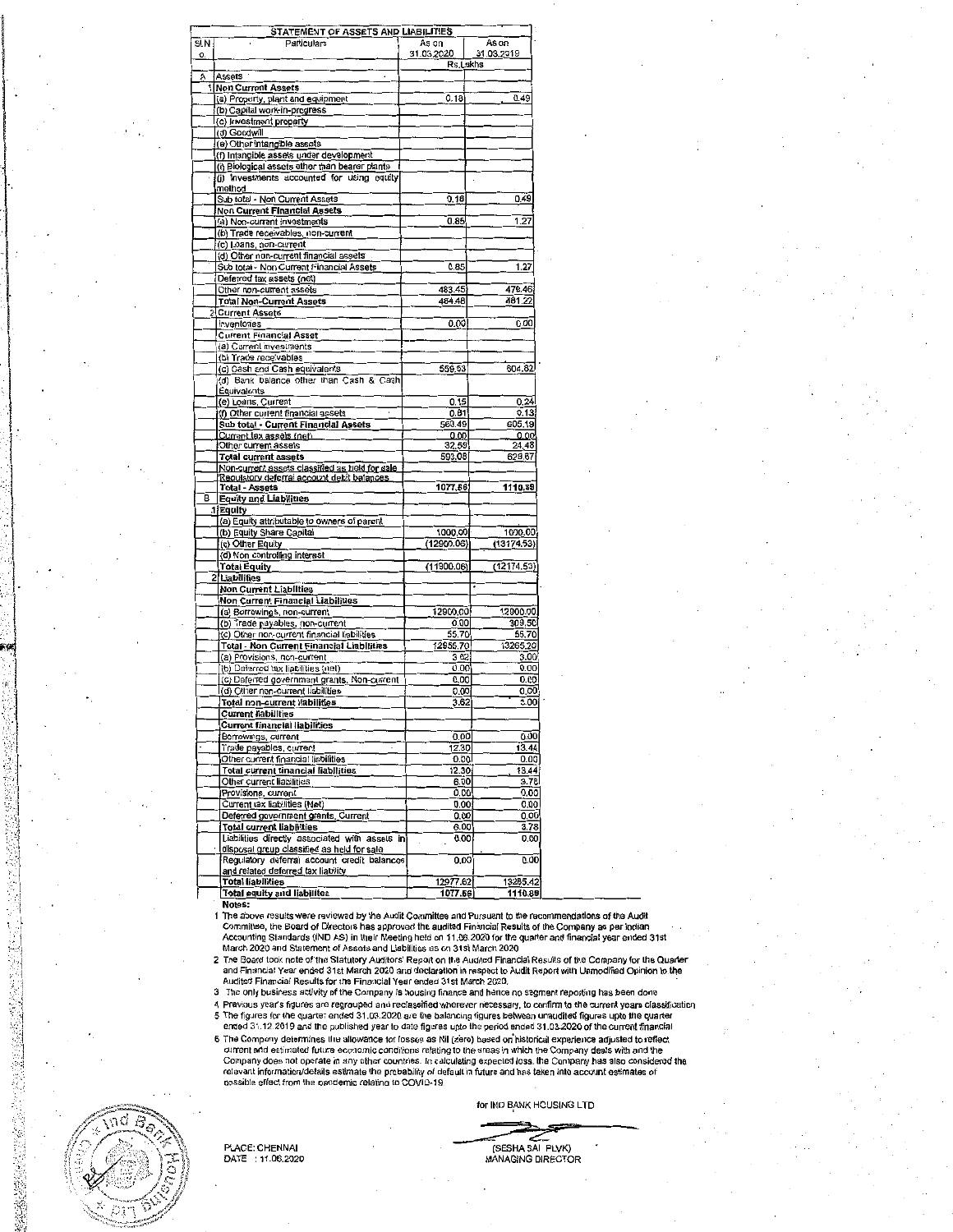## STATEMENT OF ASSETS AND LIABILITIES

| Sl.No | Particulars | As on 31.03.2020 | As on 31.03.2019 |
|---|---|---|---|
| | | Rs.Lakhs | |
| A | Assets | | |
| 1 | **Non Current Assets** | | |
| | (a) Property, plant and equipment | 0.18 | 0.49 |
| | (b) Capital work-in-progress | | |
| | (c) Investment property | | |
| | (d) Goodwill | | |
| | (e) Other intangible assets | | |
| | (f) Intangible assets under development | | |
| | (i) Biological assets other than bearer plants | | |
| | (j) Investments accounted for using equity method | | |
| | Sub total - Non Current Assets | 0.18 | 0.49 |
| | **Non Current Financial Assets** | | |
| | (a) Non-current investments | 0.85 | 1.27 |
| | (b) Trade receivables, non-current | | |
| | (c) Loans, non-current | | |
| | (d) Other non-current financial assets | | |
| | Sub total - Non Current Financial Assets | 0.85 | 1.27 |
| | Deferred tax assets (net) | | |
| | Other non-current assets | 483.45 | 479.46 |
| | **Total Non-Current Assets** | 484.48 | 481.22 |
| 2 | **Current Assets** | | |
| | Inventories | 0.00 | 0.00 |
| | Current Financial Asset | | |
| | (a) Current investments | | |
| | (b) Trade receivables | | |
| | (c) Cash and Cash equivalents | 559.93 | 604.82 |
| | (d) Bank balance other than Cash & Cash Equivalents | | |
| | (e) Loans, Current | 0.15 | 0.24 |
| | (f) Other current financial assets | 0.81 | 0.13 |
| | **Sub total - Current Financial Assets** | 560.49 | 605.19 |
| | Current tax assets (net) | 0.00 | 0.00 |
| | Other current assets | 32.59 | 24.48 |
| | **Total current assets** | 593.08 | 629.67 |
| | Non-current assets classified as held for sale | | |
| | Regulatory deferral account debit balances | | |
| | **Total - Assets** | 1077.56 | 1110.89 |
| B | **Equity and Liabilities** | | |
| 1 | **Equity** | | |
| | (a) Equity attributable to owners of parent | | |
| | (b) Equity Share Capital | 1000.00 | 1000.00 |
| | (c) Other Equity | (12900.06) | (13174.53) |
| | (d) Non controlling interest | | |
| | **Total Equity** | (11900.06) | (12174.53) |
| 2 | **Liabilities** | | |
| | **Non Current Liabilities** | | |
| | **Non Current Financial Liabilities** | | |
| | (a) Borrowings, non-current | 12900.00 | 12900.00 |
| | (b) Trade payables, non-current | 0.00 | 309.50 |
| | (c) Other non-current financial liabilities | 55.70 | 55.70 |
| | **Total - Non Current Financial Liabilities** | 12955.70 | 13265.20 |
| | (a) Provisions, non-current | 3.62 | 3.00 |
| | (b) Deferred tax liabilities (net) | 0.00 | 0.00 |
| | (c) Deferred government grants, Non-current | 0.00 | 0.00 |
| | (d) Other non-current liabilities | 0.00 | 0.00 |
| | **Total non-current liabilities** | 3.62 | 3.00 |
| | **Current liabilities** | | |
| | **Current financial liabilities** | | |
| | Borrowings, current | 0.00 | 0.00 |
| | Trade payables, current | 12.30 | 13.44 |
| | Other current financial liabilities | 0.00 | 0.00 |
| | **Total current financial liabilities** | 12.30 | 13.44 |
| | Other current liabilities | 6.00 | 3.78 |
| | Provisions, current | 0.00 | 0.00 |
| | Current tax liabilities (Net) | 0.00 | 0.00 |
| | Deferred government grants, Current | 0.00 | 0.00 |
| | **Total current liabilities** | 6.00 | 3.78 |
| | Liabilities directly associated with assets in disposal group classified as held for sale | 0.00 | 0.00 |
| | Regulatory deferral account credit balances and related deferred tax liability | 0.00 | 0.00 |
| | **Total liabilities** | 12977.62 | 13285.42 |
| | **Total equity and liabilites** | 1077.56 | 1110.89 |

**Notes:**

1. The above results were reviewed by the Audit Committee and Pursuant to the recommendations of the Audit Committee, the Board of Directors has approved the audited Financial Results of the Company as per Indian Accounting Standards (IND AS) in their Meeting held on 11.06.2020 for the quarter and financial year ended 31st March 2020 and Statement of Assets and Liabilities as on 31st March 2020
2. The Board took note of the Statutory Auditors' Report on the Audited Financial Results of the Company for the Quarter and Financial Year ended 31st March 2020 and declaration in respect to Audit Report with Unmodified Opinion to the Audited Financial Results for the Financial Year ended 31st March 2020.
3. The only business activity of the Company is housing finance and hence no segment reporting has been done
4. Previous year's figures are regrouped and reclassified wherever necessary, to confirm to the current years classification
5. The figures for the quarter ended 31.03.2020 are the balancing figures between unaudited figures upto the quarter ended 31.12.2019 and the published year to date figures upto the period ended 31.03.2020 of the current financial
6. The Company determines the allowance for losses as Nil (zero) based on historical experience adjusted to reflect current and estimated future economic conditions relating to the areas in which the Company deals with and the Company does not operate in any other countries. In calculating expected loss, the Company has also considered the relevant information/details estimate the probability of default in future and has taken into account estimates of possible effect from the pandemic relating to COVID-19

for IND BANK HOUSING LTD

PLACE: CHENNAI
DATE : 11.06.2020

(SESHA SAI PLVK)
MANAGING DIRECTOR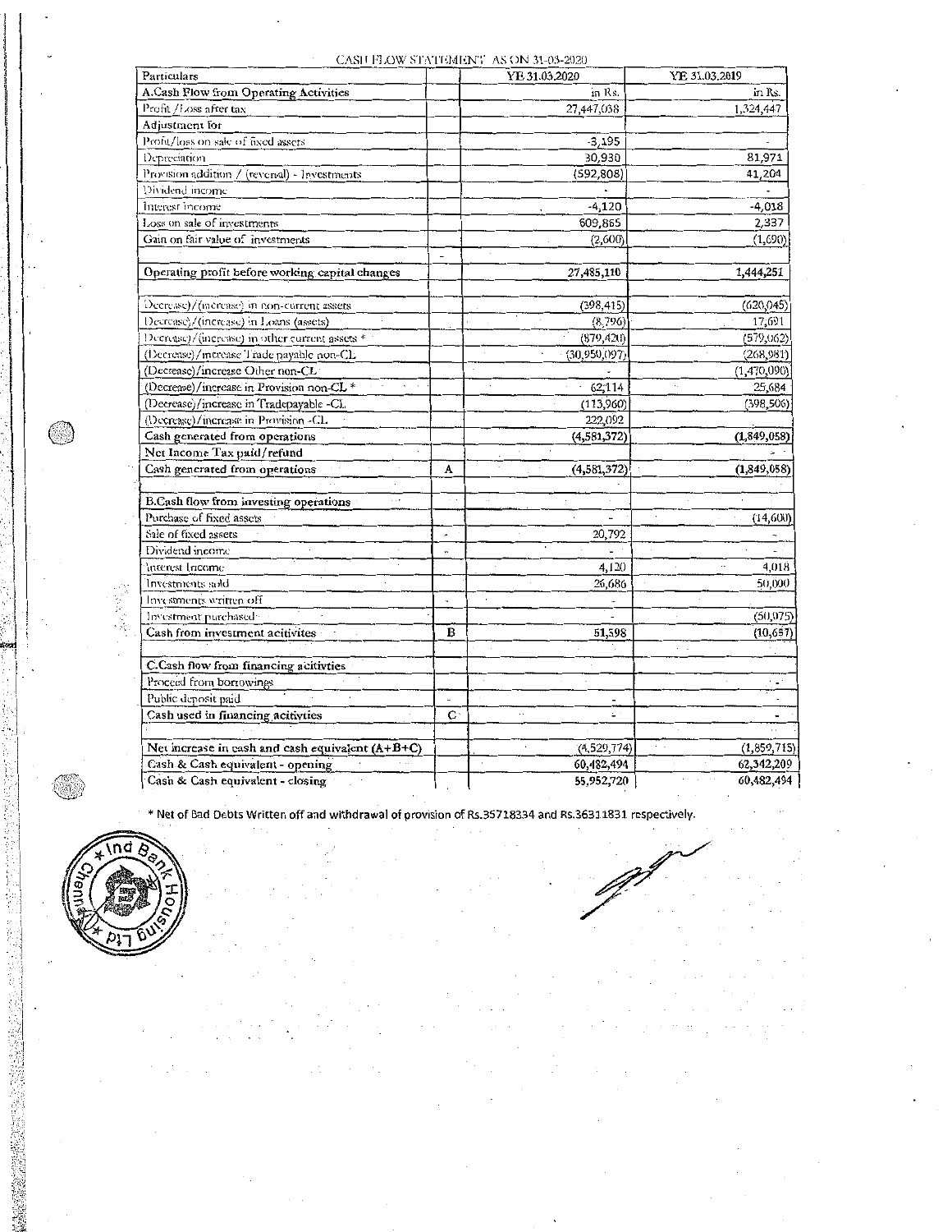CASH FLOW STATEMENT AS ON 31-03-2020

| Particulars | | YE 31.03.2020 | YE 31.03.2019 |
|---|---|---|---|
| A.Cash Flow from Operating Activities | | in Rs. | in Rs. |
| Profit /Loss after tax | | 27,447,038 | 1,324,447 |
| Adjustment for | | | |
| Profit/loss on sale of fixed assets | | -3,195 | - |
| Depreciation | | 30,930 | 81,971 |
| Provision addition / (reversal) - Investments | | (592,808) | 41,204 |
| Dividend income | | - | - |
| Interest income | | -4,120 | -4,018 |
| Loss on sale of investments | | 609,865 | 2,337 |
| Gain on fair value of investments | | (2,600) | (1,690) |
| | - | | |
| Operating profit before working capital changes | | 27,485,110 | 1,444,251 |
| | | | |
| Decrease)/(increase) in non-current assets | | (398,415) | (620,045) |
| Decrease)/(increase) in Loans (assets) | | (8,796) | 17,691 |
| Decrease)/(increase) in other current assets * | | (879,420) | (579,062) |
| (Decrease)/increase Trade payable non-CL | | (30,950,097) | (268,981) |
| (Decrease)/increase Other non-CL | | - | (1,470,090) |
| (Decrease)/increase in Provision non-CL * | | 62,114 | 25,684 |
| (Decrease)/increase in Tradepayable -CL | | (113,960) | (398,506) |
| (Decrease)/increase in Provision -CL | | 222,092 | |
| Cash generated from operations | | (4,581,372) | (1,849,058) |
| Net Income Tax paid/refund | | | - |
| Cash generated from operations | A | (4,581,372) | (1,849,058) |
| | | | |
| B.Cash flow from investing operations | | | |
| Purchase of fixed assets | | - | (14,600) |
| Sale of fixed assets | - | 20,792 | - |
| Dividend income | - | - | - |
| Interest Income | | 4,120 | 4,018 |
| Investments sold | | 26,686 | 50,000 |
| Investments written off | - | - | |
| Investment purchased | | - | (50,075) |
| Cash from investment acitivites | B | 51,598 | (10,657) |
| | | | |
| C.Cash flow from financing acitivties | | | |
| Proceed from borrowings | | | - |
| Public deposit paid | - | - | - |
| Cash used in financing acitivties | C | - | - |
| | | | |
| Net increase in cash and cash equivalent (A+B+C) | | (4,529,774) | (1,859,715) |
| Cash & Cash equivalent - opening | | 60,482,494 | 62,342,209 |
| Cash & Cash equivalent - closing | | 55,952,720 | 60,482,494 |

* Net of Bad Debts Written off and withdrawal of provision of Rs.35718334 and Rs.36311831 respectively.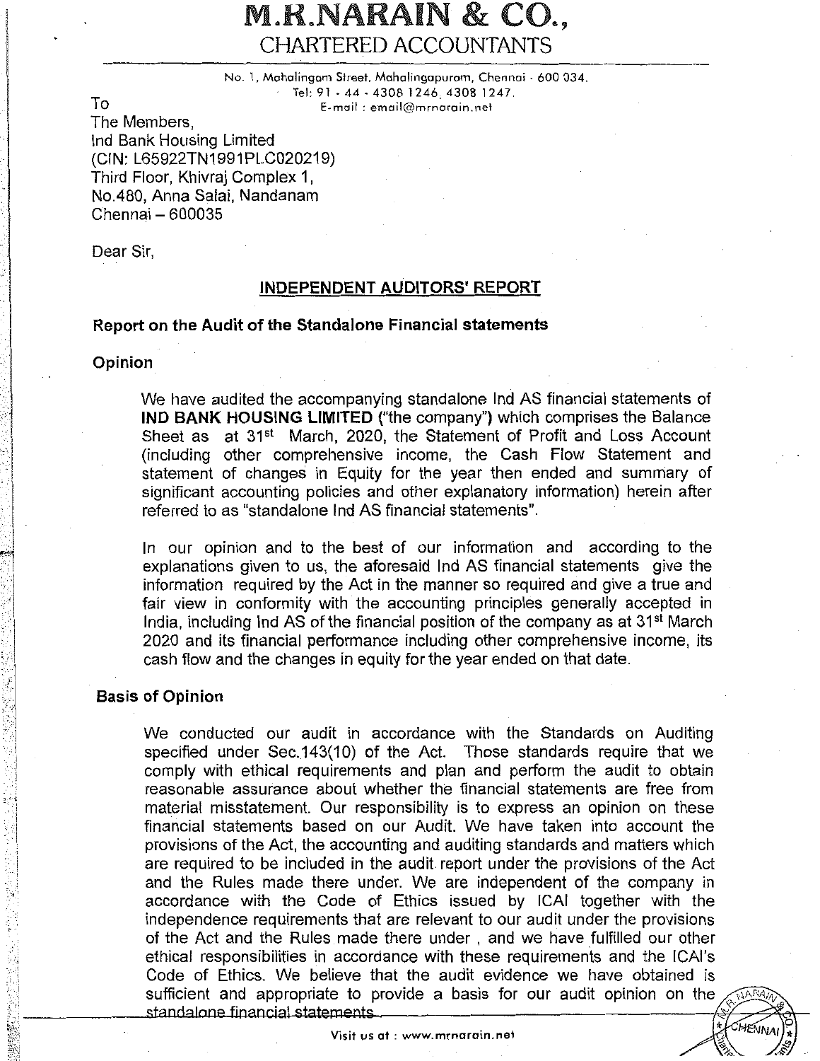# M.R.NARAIN & CO.,
## CHARTERED ACCOUNTANTS

No. 1, Mahalingam Street, Mahalingapuram, Chennai - 600 034.
Tel: 91 - 44 - 4308 1246, 4308 1247.
E-mail : email@mrnarain.net

To
The Members,
Ind Bank Housing Limited
(CIN: L65922TN1991PLC020219)
Third Floor, Khivraj Complex 1,
No.480, Anna Salai, Nandanam
Chennai – 600035

Dear Sir,

## INDEPENDENT AUDITORS' REPORT

### Report on the Audit of the Standalone Financial statements

### Opinion

We have audited the accompanying standalone Ind AS financial statements of **IND BANK HOUSING LIMITED** ("the company") which comprises the Balance Sheet as at 31st March, 2020, the Statement of Profit and Loss Account (including other comprehensive income, the Cash Flow Statement and statement of changes in Equity for the year then ended and summary of significant accounting policies and other explanatory information) herein after referred to as "standalone Ind AS financial statements".

In our opinion and to the best of our information and according to the explanations given to us, the aforesaid Ind AS financial statements give the information required by the Act in the manner so required and give a true and fair view in conformity with the accounting principles generally accepted in India, including Ind AS of the financial position of the company as at 31st March 2020 and its financial performance including other comprehensive income, its cash flow and the changes in equity for the year ended on that date.

### Basis of Opinion

We conducted our audit in accordance with the Standards on Auditing specified under Sec.143(10) of the Act. Those standards require that we comply with ethical requirements and plan and perform the audit to obtain reasonable assurance about whether the financial statements are free from material misstatement. Our responsibility is to express an opinion on these financial statements based on our Audit. We have taken into account the provisions of the Act, the accounting and auditing standards and matters which are required to be included in the audit report under the provisions of the Act and the Rules made there under. We are independent of the company in accordance with the Code of Ethics issued by ICAI together with the independence requirements that are relevant to our audit under the provisions of the Act and the Rules made there under , and we have fulfilled our other ethical responsibilities in accordance with these requirements and the ICAI's Code of Ethics. We believe that the audit evidence we have obtained is sufficient and appropriate to provide a basis for our audit opinion on the standalone financial statements.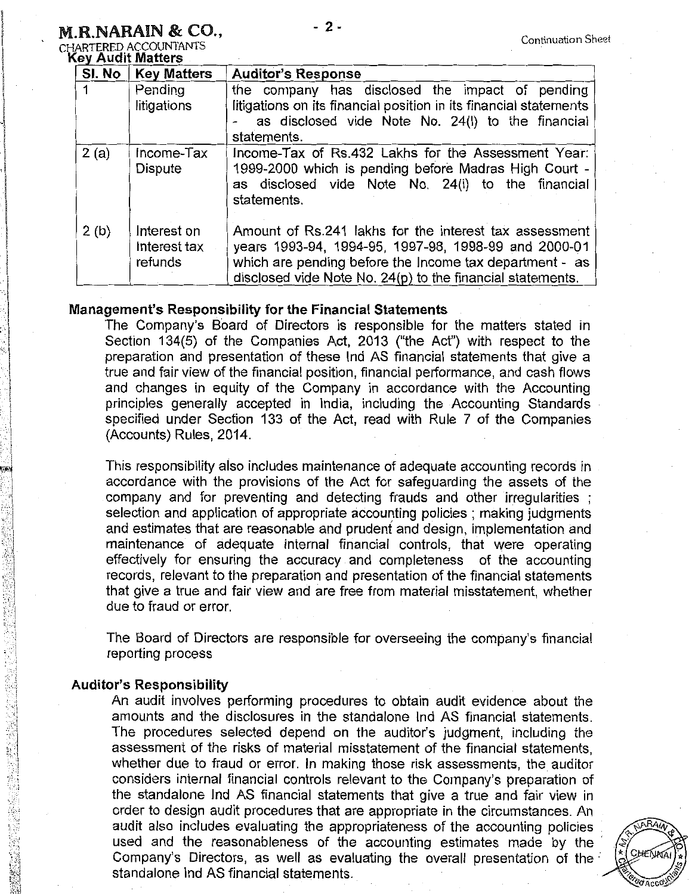**Key Audit Matters**

| Sl. No | Key Matters | Auditor's Response |
|---|---|---|
| 1 | Pending litigations | the company has disclosed the impact of pending litigations on its financial position in its financial statements - as disclosed vide Note No. 24(l) to the financial statements. |
| 2 (a) | Income-Tax Dispute | Income-Tax of Rs.432 Lakhs for the Assessment Year: 1999-2000 which is pending before Madras High Court - as disclosed vide Note No. 24(i) to the financial statements. |
| 2 (b) | Interest on Interest tax refunds | Amount of Rs.241 lakhs for the interest tax assessment years 1993-94, 1994-95, 1997-98, 1998-99 and 2000-01 which are pending before the Income tax department - as disclosed vide Note No. 24(p) to the financial statements. |

### Management's Responsibility for the Financial Statements

The Company's Board of Directors is responsible for the matters stated in Section 134(5) of the Companies Act, 2013 ("the Act") with respect to the preparation and presentation of these Ind AS financial statements that give a true and fair view of the financial position, financial performance, and cash flows and changes in equity of the Company in accordance with the Accounting principles generally accepted in India, including the Accounting Standards specified under Section 133 of the Act, read with Rule 7 of the Companies (Accounts) Rules, 2014.

This responsibility also includes maintenance of adequate accounting records in accordance with the provisions of the Act for safeguarding the assets of the company and for preventing and detecting frauds and other irregularities ; selection and application of appropriate accounting policies ; making judgments and estimates that are reasonable and prudent and design, implementation and maintenance of adequate internal financial controls, that were operating effectively for ensuring the accuracy and completeness of the accounting records, relevant to the preparation and presentation of the financial statements that give a true and fair view and are free from material misstatement, whether due to fraud or error.

The Board of Directors are responsible for overseeing the company's financial reporting process

### Auditor's Responsibility

An audit involves performing procedures to obtain audit evidence about the amounts and the disclosures in the standalone Ind AS financial statements. The procedures selected depend on the auditor's judgment, including the assessment of the risks of material misstatement of the financial statements, whether due to fraud or error. In making those risk assessments, the auditor considers internal financial controls relevant to the Company's preparation of the standalone Ind AS financial statements that give a true and fair view in order to design audit procedures that are appropriate in the circumstances. An audit also includes evaluating the appropriateness of the accounting policies used and the reasonableness of the accounting estimates made by the Company's Directors, as well as evaluating the overall presentation of the standalone Ind AS financial statements.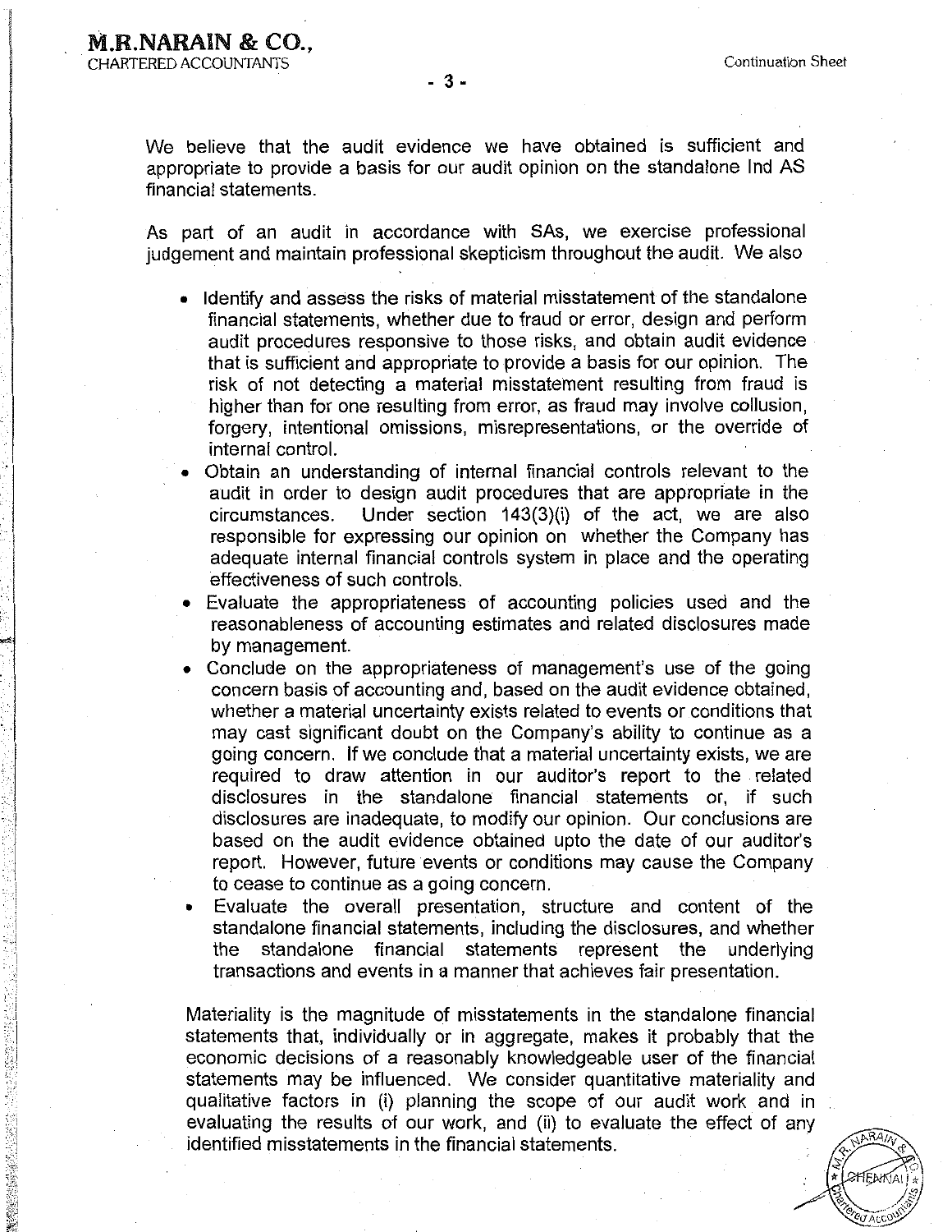We believe that the audit evidence we have obtained is sufficient and appropriate to provide a basis for our audit opinion on the standalone Ind AS financial statements.

As part of an audit in accordance with SAs, we exercise professional judgement and maintain professional skepticism throughout the audit. We also

- Identify and assess the risks of material misstatement of the standalone financial statements, whether due to fraud or error, design and perform audit procedures responsive to those risks, and obtain audit evidence that is sufficient and appropriate to provide a basis for our opinion. The risk of not detecting a material misstatement resulting from fraud is higher than for one resulting from error, as fraud may involve collusion, forgery, intentional omissions, misrepresentations, or the override of internal control.
- Obtain an understanding of internal financial controls relevant to the audit in order to design audit procedures that are appropriate in the circumstances. Under section 143(3)(i) of the act, we are also responsible for expressing our opinion on whether the Company has adequate internal financial controls system in place and the operating effectiveness of such controls.
- Evaluate the appropriateness of accounting policies used and the reasonableness of accounting estimates and related disclosures made by management.
- Conclude on the appropriateness of management's use of the going concern basis of accounting and, based on the audit evidence obtained, whether a material uncertainty exists related to events or conditions that may cast significant doubt on the Company's ability to continue as a going concern. If we conclude that a material uncertainty exists, we are required to draw attention in our auditor's report to the related disclosures in the standalone financial statements or, if such disclosures are inadequate, to modify our opinion. Our conclusions are based on the audit evidence obtained upto the date of our auditor's report. However, future events or conditions may cause the Company to cease to continue as a going concern.
- Evaluate the overall presentation, structure and content of the standalone financial statements, including the disclosures, and whether the standalone financial statements represent the underlying transactions and events in a manner that achieves fair presentation.

Materiality is the magnitude of misstatements in the standalone financial statements that, individually or in aggregate, makes it probably that the economic decisions of a reasonably knowledgeable user of the financial statements may be influenced. We consider quantitative materiality and qualitative factors in (i) planning the scope of our audit work and in evaluating the results of our work, and (ii) to evaluate the effect of any identified misstatements in the financial statements.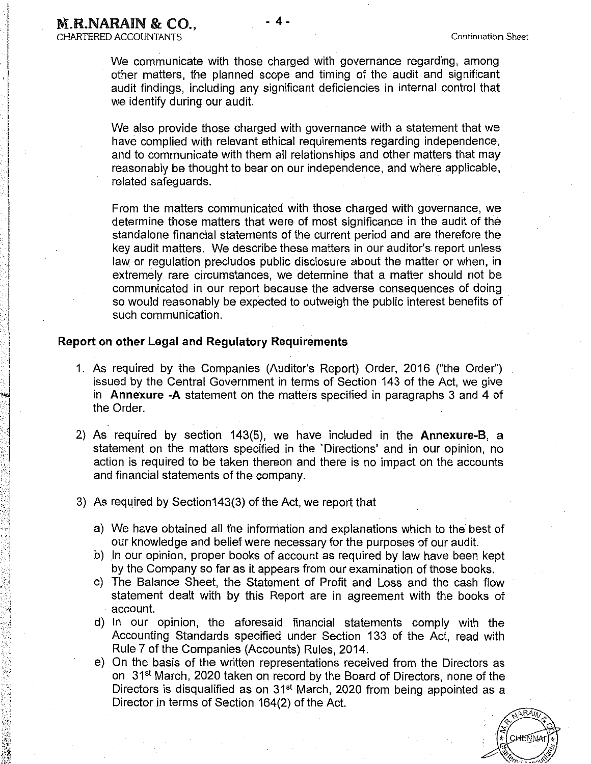We communicate with those charged with governance regarding, among other matters, the planned scope and timing of the audit and significant audit findings, including any significant deficiencies in internal control that we identify during our audit.

We also provide those charged with governance with a statement that we have complied with relevant ethical requirements regarding independence, and to communicate with them all relationships and other matters that may reasonably be thought to bear on our independence, and where applicable, related safeguards.

From the matters communicated with those charged with governance, we determine those matters that were of most significance in the audit of the standalone financial statements of the current period and are therefore the key audit matters. We describe these matters in our auditor's report unless law or regulation precludes public disclosure about the matter or when, in extremely rare circumstances, we determine that a matter should not be communicated in our report because the adverse consequences of doing so would reasonably be expected to outweigh the public interest benefits of such communication.

**Report on other Legal and Regulatory Requirements**

1. As required by the Companies (Auditor's Report) Order, 2016 ("the Order") issued by the Central Government in terms of Section 143 of the Act, we give in **Annexure -A** statement on the matters specified in paragraphs 3 and 4 of the Order.

2) As required by section 143(5), we have included in the **Annexure-B**, a statement on the matters specified in the `Directions' and in our opinion, no action is required to be taken thereon and there is no impact on the accounts and financial statements of the company.

3) As required by Section143(3) of the Act, we report that

   a) We have obtained all the information and explanations which to the best of our knowledge and belief were necessary for the purposes of our audit.
   b) In our opinion, proper books of account as required by law have been kept by the Company so far as it appears from our examination of those books.
   c) The Balance Sheet, the Statement of Profit and Loss and the cash flow statement dealt with by this Report are in agreement with the books of account.
   d) In our opinion, the aforesaid financial statements comply with the Accounting Standards specified under Section 133 of the Act, read with Rule 7 of the Companies (Accounts) Rules, 2014.
   e) On the basis of the written representations received from the Directors as on 31st March, 2020 taken on record by the Board of Directors, none of the Directors is disqualified as on 31st March, 2020 from being appointed as a Director in terms of Section 164(2) of the Act.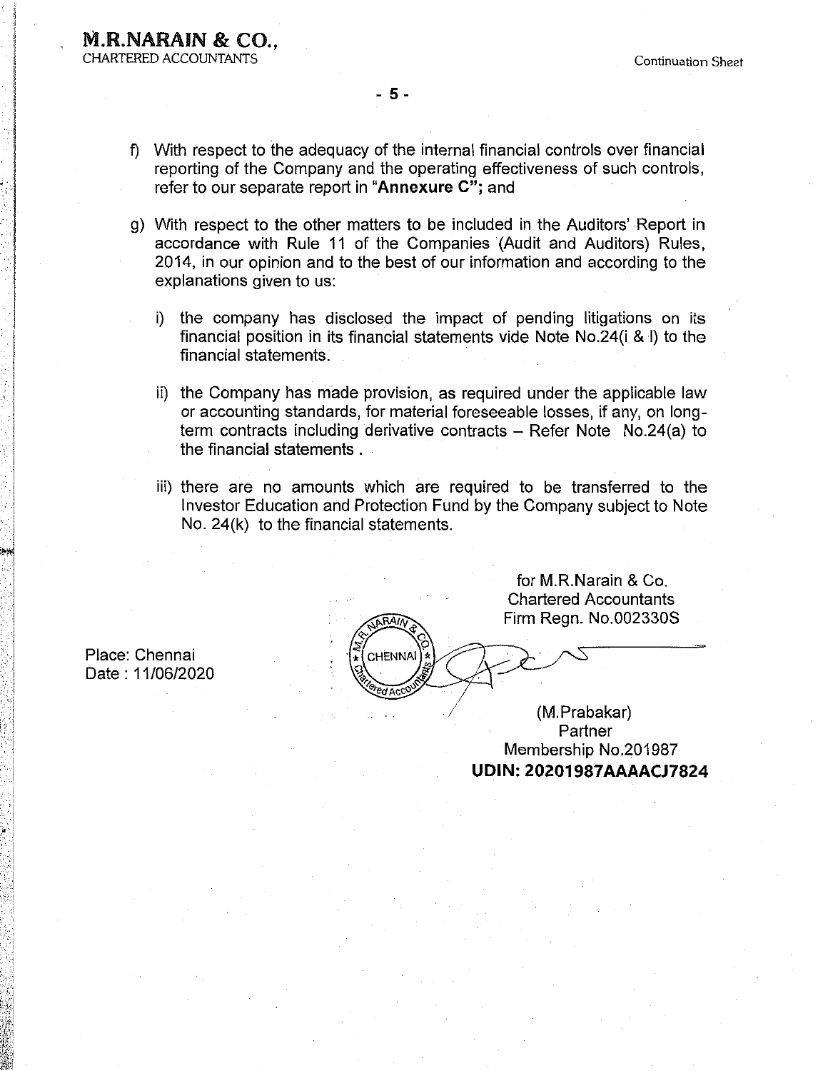f) With respect to the adequacy of the internal financial controls over financial reporting of the Company and the operating effectiveness of such controls, refer to our separate report in "**Annexure C**"; and

g) With respect to the other matters to be included in the Auditors' Report in accordance with Rule 11 of the Companies (Audit and Auditors) Rules, 2014, in our opinion and to the best of our information and according to the explanations given to us:

   i) the company has disclosed the impact of pending litigations on its financial position in its financial statements vide Note No.24(i & l) to the financial statements.

   ii) the Company has made provision, as required under the applicable law or accounting standards, for material foreseeable losses, if any, on long-term contracts including derivative contracts – Refer Note No.24(a) to the financial statements .

   iii) there are no amounts which are required to be transferred to the Investor Education and Protection Fund by the Company subject to Note No. 24(k) to the financial statements.

for M.R.Narain & Co.
Chartered Accountants
Firm Regn. No.002330S

Place: Chennai
Date : 11/06/2020

(M.Prabakar)
Partner
Membership No.201987
**UDIN: 20201987AAAACJ7824**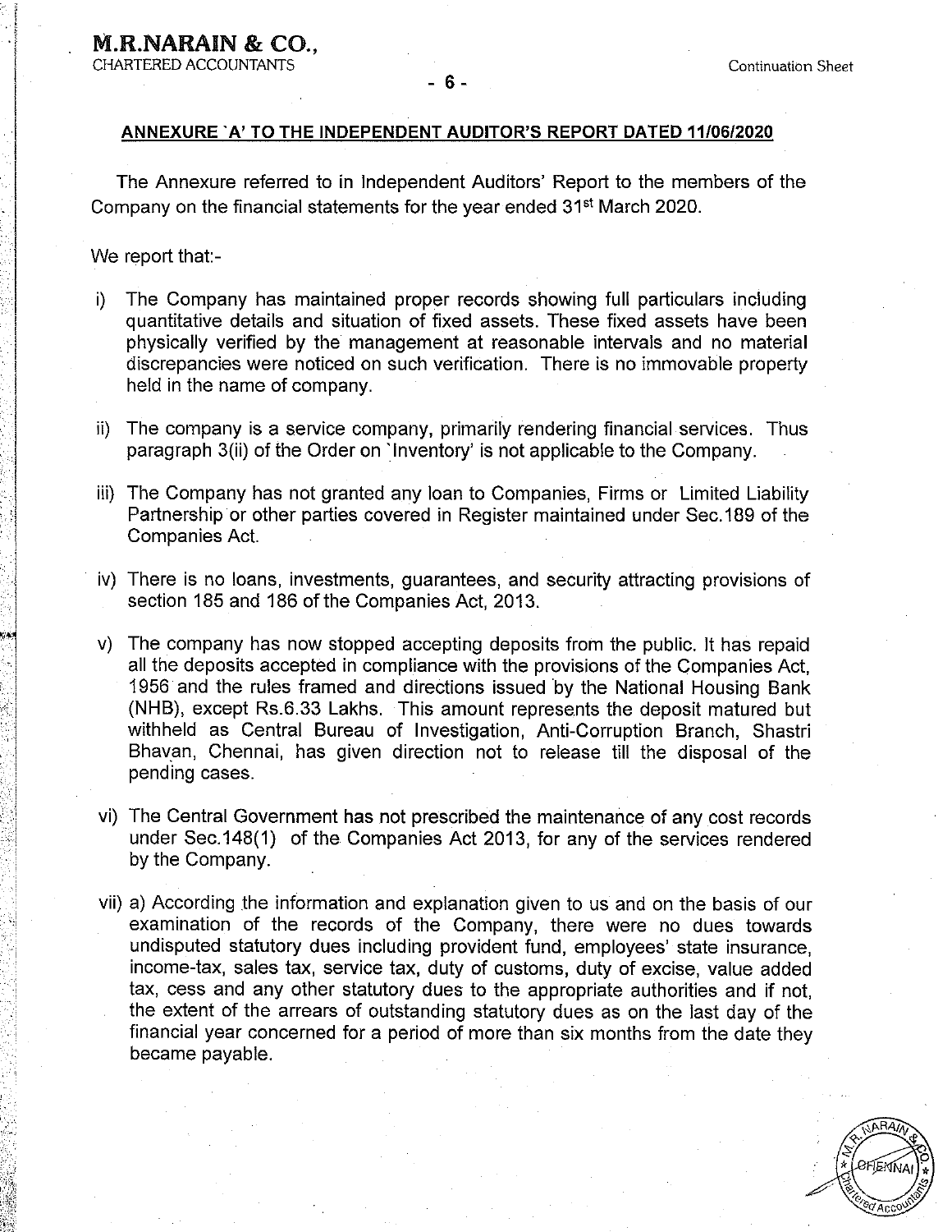**M.R.NARAIN & CO.,**
CHARTERED ACCOUNTANTS

Continuation Sheet

## ANNEXURE 'A' TO THE INDEPENDENT AUDITOR'S REPORT DATED 11/06/2020

The Annexure referred to in Independent Auditors' Report to the members of the Company on the financial statements for the year ended 31st March 2020.

We report that:-

i) The Company has maintained proper records showing full particulars including quantitative details and situation of fixed assets. These fixed assets have been physically verified by the management at reasonable intervals and no material discrepancies were noticed on such verification. There is no immovable property held in the name of company.

ii) The company is a service company, primarily rendering financial services. Thus paragraph 3(ii) of the Order on 'Inventory' is not applicable to the Company.

iii) The Company has not granted any loan to Companies, Firms or Limited Liability Partnership or other parties covered in Register maintained under Sec.189 of the Companies Act.

iv) There is no loans, investments, guarantees, and security attracting provisions of section 185 and 186 of the Companies Act, 2013.

v) The company has now stopped accepting deposits from the public. It has repaid all the deposits accepted in compliance with the provisions of the Companies Act, 1956 and the rules framed and directions issued by the National Housing Bank (NHB), except Rs.6.33 Lakhs. This amount represents the deposit matured but withheld as Central Bureau of Investigation, Anti-Corruption Branch, Shastri Bhavan, Chennai, has given direction not to release till the disposal of the pending cases.

vi) The Central Government has not prescribed the maintenance of any cost records under Sec.148(1) of the Companies Act 2013, for any of the services rendered by the Company.

vii) a) According the information and explanation given to us and on the basis of our examination of the records of the Company, there were no dues towards undisputed statutory dues including provident fund, employees' state insurance, income-tax, sales tax, service tax, duty of customs, duty of excise, value added tax, cess and any other statutory dues to the appropriate authorities and if not, the extent of the arrears of outstanding statutory dues as on the last day of the financial year concerned for a period of more than six months from the date they became payable.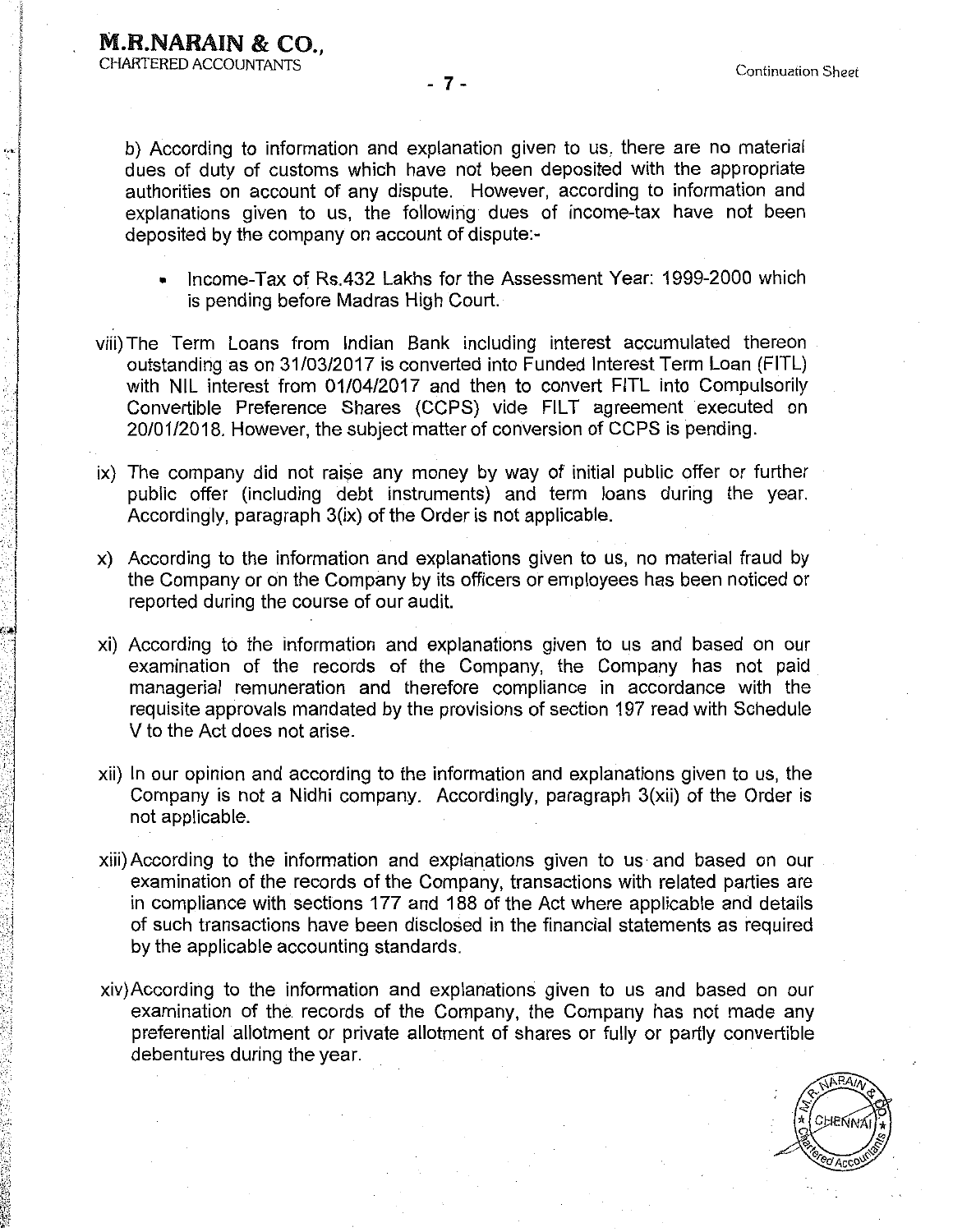b) According to information and explanation given to us, there are no material dues of duty of customs which have not been deposited with the appropriate authorities on account of any dispute. However, according to information and explanations given to us, the following dues of income-tax have not been deposited by the company on account of dispute:-

- Income-Tax of Rs.432 Lakhs for the Assessment Year: 1999-2000 which is pending before Madras High Court.

viii) The Term Loans from Indian Bank including interest accumulated thereon outstanding as on 31/03/2017 is converted into Funded Interest Term Loan (FITL) with NIL interest from 01/04/2017 and then to convert FITL into Compulsorily Convertible Preference Shares (CCPS) vide FILT agreement executed on 20/01/2018. However, the subject matter of conversion of CCPS is pending.

ix) The company did not raise any money by way of initial public offer or further public offer (including debt instruments) and term loans during the year. Accordingly, paragraph 3(ix) of the Order is not applicable.

x) According to the information and explanations given to us, no material fraud by the Company or on the Company by its officers or employees has been noticed or reported during the course of our audit.

xi) According to the information and explanations given to us and based on our examination of the records of the Company, the Company has not paid managerial remuneration and therefore compliance in accordance with the requisite approvals mandated by the provisions of section 197 read with Schedule V to the Act does not arise.

xii) In our opinion and according to the information and explanations given to us, the Company is not a Nidhi company. Accordingly, paragraph 3(xii) of the Order is not applicable.

xiii) According to the information and explanations given to us and based on our examination of the records of the Company, transactions with related parties are in compliance with sections 177 and 188 of the Act where applicable and details of such transactions have been disclosed in the financial statements as required by the applicable accounting standards.

xiv) According to the information and explanations given to us and based on our examination of the records of the Company, the Company has not made any preferential allotment or private allotment of shares or fully or partly convertible debentures during the year.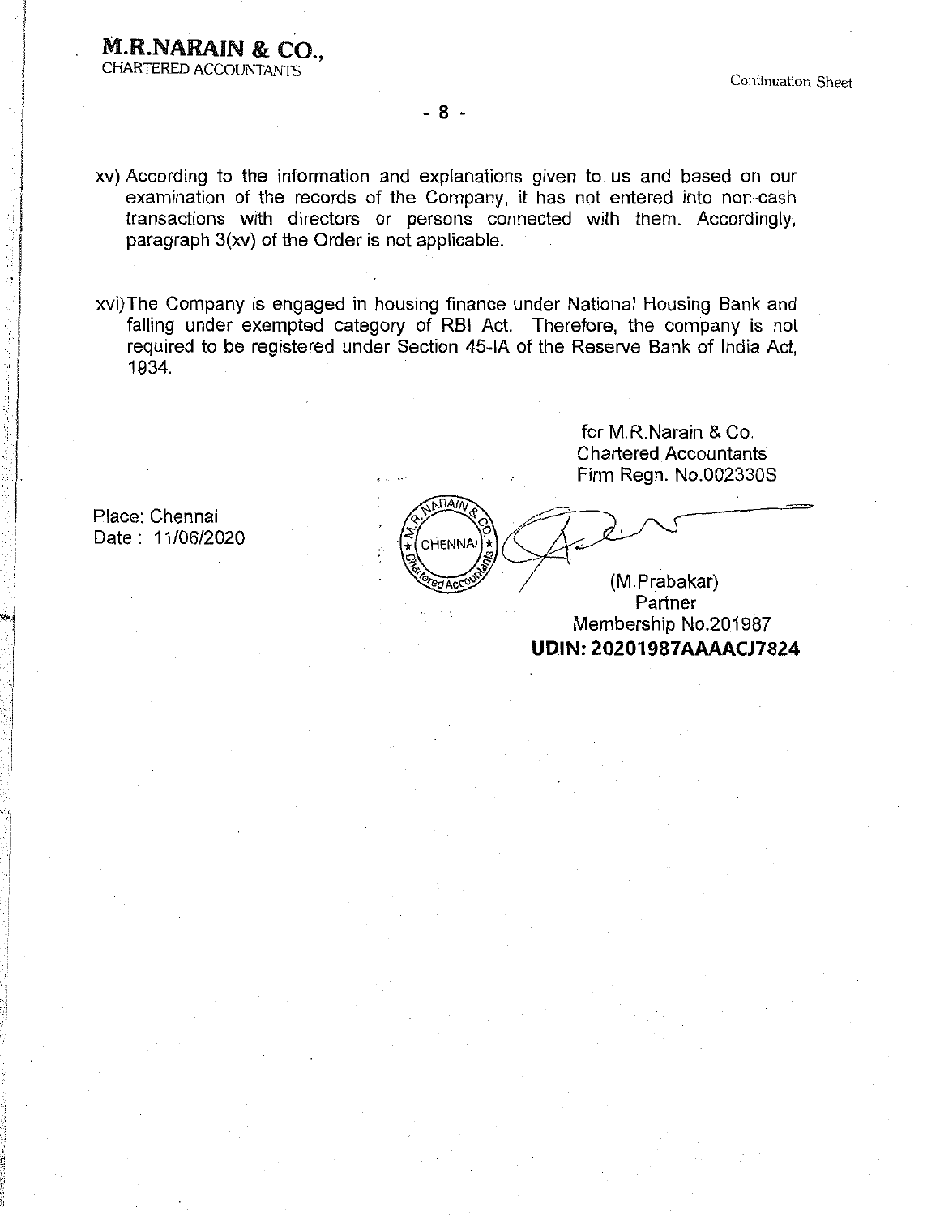**M.R.NARAIN & CO.,**
CHARTERED ACCOUNTANTS

Continuation Sheet

xv) According to the information and explanations given to us and based on our examination of the records of the Company, it has not entered into non-cash transactions with directors or persons connected with them. Accordingly, paragraph 3(xv) of the Order is not applicable.

xvi) The Company is engaged in housing finance under National Housing Bank and falling under exempted category of RBI Act. Therefore, the company is not required to be registered under Section 45-IA of the Reserve Bank of India Act, 1934.

for M.R.Narain & Co.
Chartered Accountants
Firm Regn. No.002330S

Place: Chennai
Date : 11/06/2020

(M.Prabakar)
Partner
Membership No.201987
**UDIN: 20201987AAAACJ7824**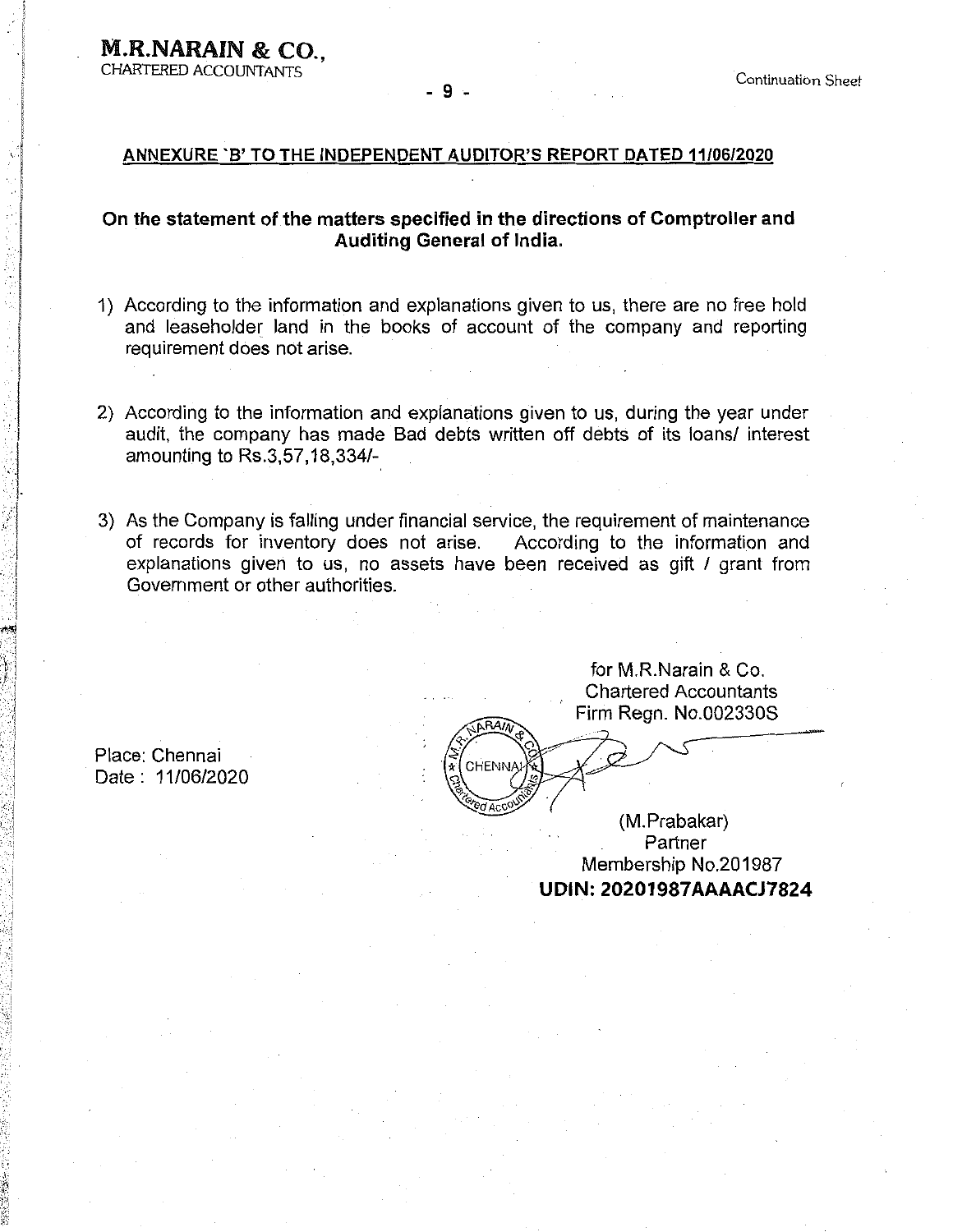M.R.NARAIN & CO.,
CHARTERED ACCOUNTANTS

Continuation Sheet

## ANNEXURE 'B' TO THE INDEPENDENT AUDITOR'S REPORT DATED 11/06/2020

### On the statement of the matters specified in the directions of Comptroller and Auditing General of India.

1) According to the information and explanations given to us, there are no free hold and leaseholder land in the books of account of the company and reporting requirement does not arise.

2) According to the information and explanations given to us, during the year under audit, the company has made Bad debts written off debts of its loans/ interest amounting to Rs.3,57,18,334/-

3) As the Company is falling under financial service, the requirement of maintenance of records for inventory does not arise. According to the information and explanations given to us, no assets have been received as gift / grant from Government or other authorities.

Place: Chennai
Date : 11/06/2020

for M.R.Narain & Co.
Chartered Accountants
Firm Regn. No.002330S

(M.Prabakar)
Partner
Membership No.201987
**UDIN: 20201987AAAACJ7824**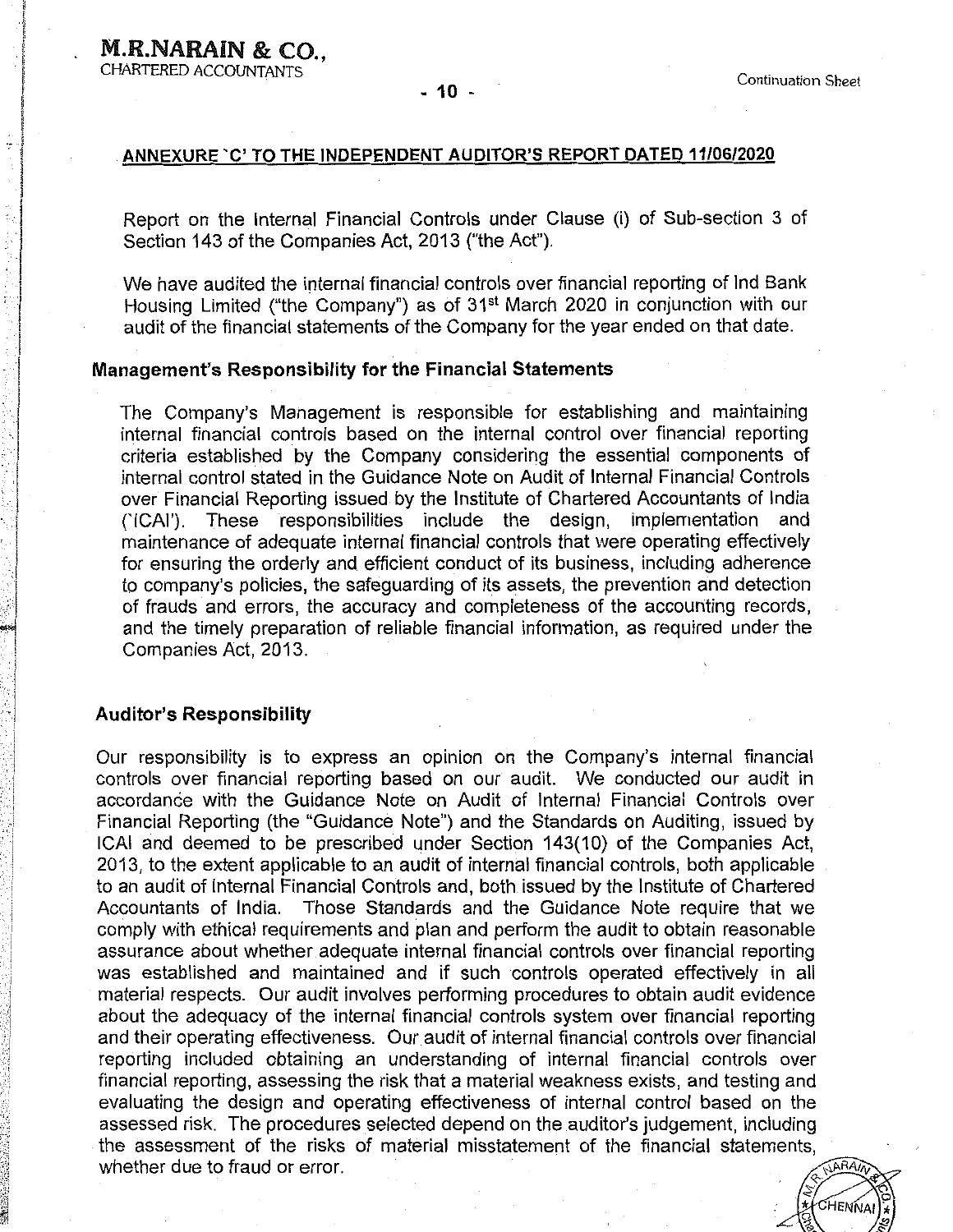## ANNEXURE 'C' TO THE INDEPENDENT AUDITOR'S REPORT DATED 11/06/2020

Report on the Internal Financial Controls under Clause (i) of Sub-section 3 of Section 143 of the Companies Act, 2013 ("the Act").

We have audited the internal financial controls over financial reporting of Ind Bank Housing Limited ("the Company") as of 31st March 2020 in conjunction with our audit of the financial statements of the Company for the year ended on that date.

### Management's Responsibility for the Financial Statements

The Company's Management is responsible for establishing and maintaining internal financial controls based on the internal control over financial reporting criteria established by the Company considering the essential components of internal control stated in the Guidance Note on Audit of Internal Financial Controls over Financial Reporting issued by the Institute of Chartered Accountants of India ('ICAI'). These responsibilities include the design, implementation and maintenance of adequate internal financial controls that were operating effectively for ensuring the orderly and efficient conduct of its business, including adherence to company's policies, the safeguarding of its assets, the prevention and detection of frauds and errors, the accuracy and completeness of the accounting records, and the timely preparation of reliable financial information, as required under the Companies Act, 2013.

### Auditor's Responsibility

Our responsibility is to express an opinion on the Company's internal financial controls over financial reporting based on our audit. We conducted our audit in accordance with the Guidance Note on Audit of Internal Financial Controls over Financial Reporting (the "Guidance Note") and the Standards on Auditing, issued by ICAI and deemed to be prescribed under Section 143(10) of the Companies Act, 2013, to the extent applicable to an audit of internal financial controls, both applicable to an audit of Internal Financial Controls and, both issued by the Institute of Chartered Accountants of India. Those Standards and the Guidance Note require that we comply with ethical requirements and plan and perform the audit to obtain reasonable assurance about whether adequate internal financial controls over financial reporting was established and maintained and if such controls operated effectively in all material respects. Our audit involves performing procedures to obtain audit evidence about the adequacy of the internal financial controls system over financial reporting and their operating effectiveness. Our audit of internal financial controls over financial reporting included obtaining an understanding of internal financial controls over financial reporting, assessing the risk that a material weakness exists, and testing and evaluating the design and operating effectiveness of internal control based on the assessed risk. The procedures selected depend on the auditor's judgement, including the assessment of the risks of material misstatement of the financial statements, whether due to fraud or error.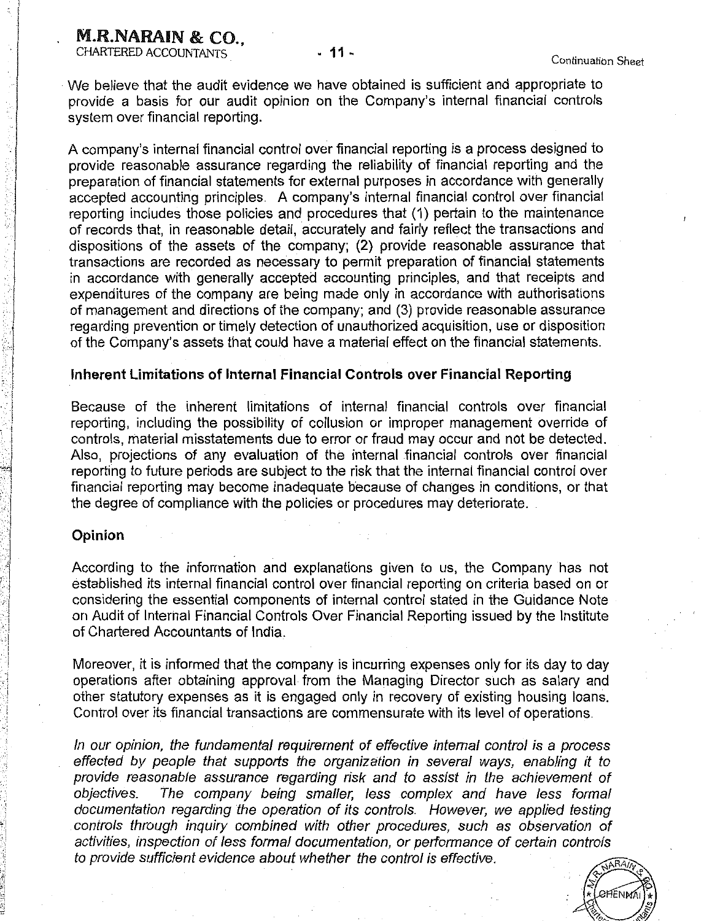We believe that the audit evidence we have obtained is sufficient and appropriate to provide a basis for our audit opinion on the Company's internal financial controls system over financial reporting.

A company's internal financial control over financial reporting is a process designed to provide reasonable assurance regarding the reliability of financial reporting and the preparation of financial statements for external purposes in accordance with generally accepted accounting principles. A company's internal financial control over financial reporting includes those policies and procedures that (1) pertain to the maintenance of records that, in reasonable detail, accurately and fairly reflect the transactions and dispositions of the assets of the company; (2) provide reasonable assurance that transactions are recorded as necessary to permit preparation of financial statements in accordance with generally accepted accounting principles, and that receipts and expenditures of the company are being made only in accordance with authorisations of management and directions of the company; and (3) provide reasonable assurance regarding prevention or timely detection of unauthorized acquisition, use or disposition of the Company's assets that could have a material effect on the financial statements.

**Inherent Limitations of Internal Financial Controls over Financial Reporting**

Because of the inherent limitations of internal financial controls over financial reporting, including the possibility of collusion or improper management override of controls, material misstatements due to error or fraud may occur and not be detected. Also, projections of any evaluation of the internal financial controls over financial reporting to future periods are subject to the risk that the internal financial control over financial reporting may become inadequate because of changes in conditions, or that the degree of compliance with the policies or procedures may deteriorate.

**Opinion**

According to the information and explanations given to us, the Company has not established its internal financial control over financial reporting on criteria based on or considering the essential components of internal control stated in the Guidance Note on Audit of Internal Financial Controls Over Financial Reporting issued by the Institute of Chartered Accountants of India.

Moreover, it is informed that the company is incurring expenses only for its day to day operations after obtaining approval from the Managing Director such as salary and other statutory expenses as it is engaged only in recovery of existing housing loans. Control over its financial transactions are commensurate with its level of operations.

*In our opinion, the fundamental requirement of effective internal control is a process effected by people that supports the organization in several ways, enabling it to provide reasonable assurance regarding risk and to assist in the achievement of objectives. The company being smaller, less complex and have less formal documentation regarding the operation of its controls. However, we applied testing controls through inquiry combined with other procedures, such as observation of activities, inspection of less formal documentation, or performance of certain controls to provide sufficient evidence about whether the control is effective.*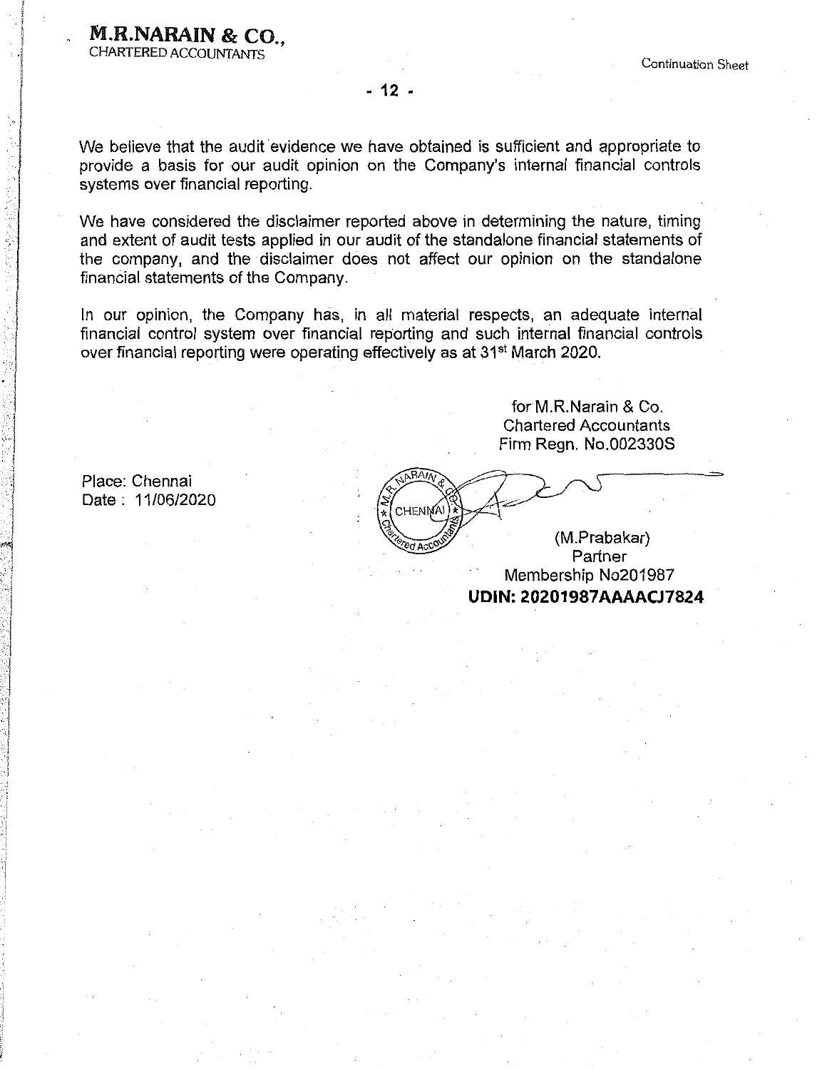We believe that the audit evidence we have obtained is sufficient and appropriate to provide a basis for our audit opinion on the Company's internal financial controls systems over financial reporting.

We have considered the disclaimer reported above in determining the nature, timing and extent of audit tests applied in our audit of the standalone financial statements of the company, and the disclaimer does not affect our opinion on the standalone financial statements of the Company.

In our opinion, the Company has, in all material respects, an adequate internal financial control system over financial reporting and such internal financial controls over financial reporting were operating effectively as at 31st March 2020.

for M.R.Narain & Co.
Chartered Accountants
Firm Regn. No.002330S

Place: Chennai
Date : 11/06/2020

(M.Prabakar)
Partner
Membership No201987
**UDIN: 20201987AAAACJ7824**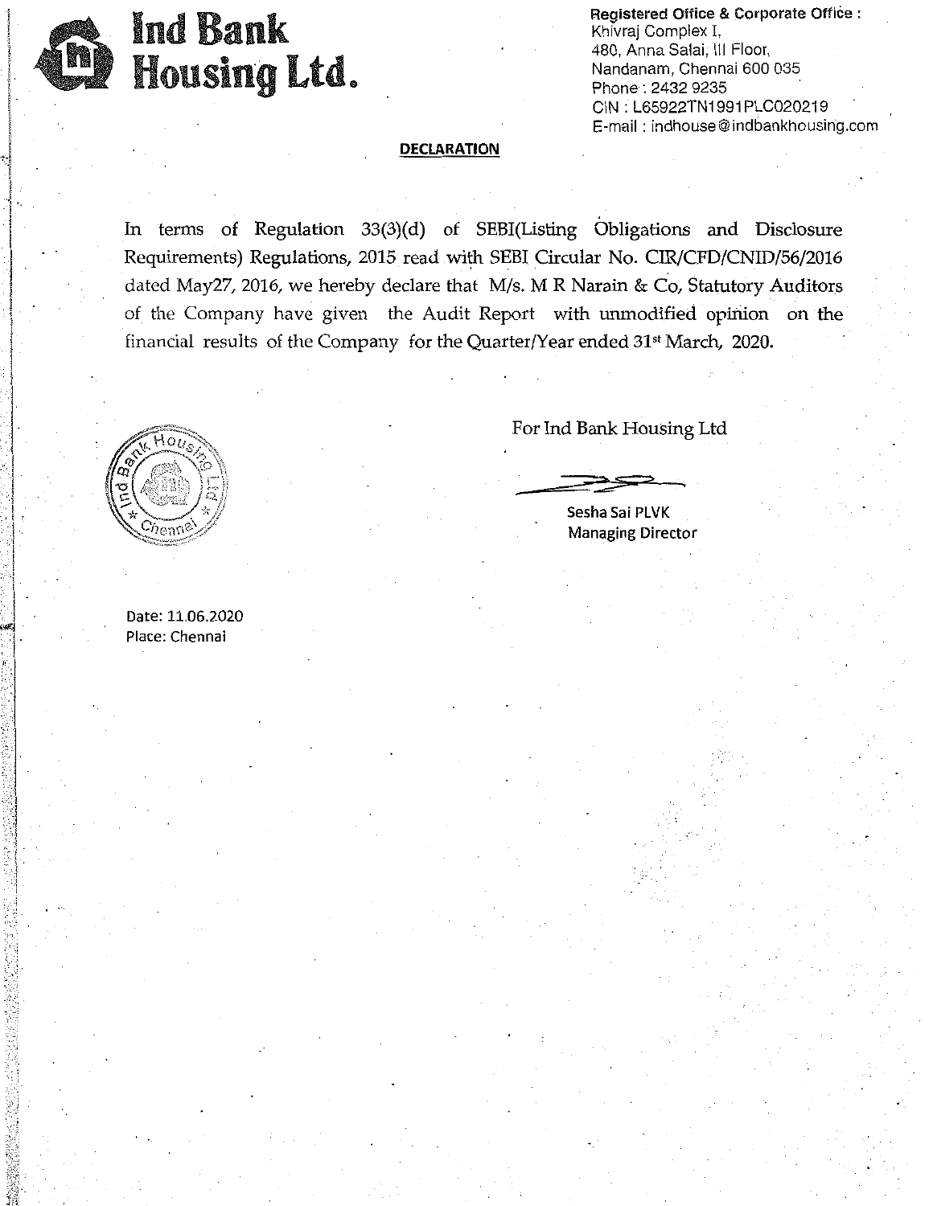# Ind Bank Housing Ltd.

Registered Office & Corporate Office :
Khivraj Complex I,
480, Anna Salai, III Floor,
Nandanam, Chennai 600 035
Phone : 2432 9235
CIN : L65922TN1991PLC020219
E-mail : indhouse@indbankhousing.com

**DECLARATION**

In terms of Regulation 33(3)(d) of SEBI(Listing Obligations and Disclosure Requirements) Regulations, 2015 read with SEBI Circular No. CIR/CFD/CNID/56/2016 dated May27, 2016, we hereby declare that M/s. M R Narain & Co, Statutory Auditors of the Company have given the Audit Report with unmodified opinion on the financial results of the Company for the Quarter/Year ended 31st March, 2020.

For Ind Bank Housing Ltd

Sesha Sai PLVK
Managing Director

Date: 11.06.2020
Place: Chennai